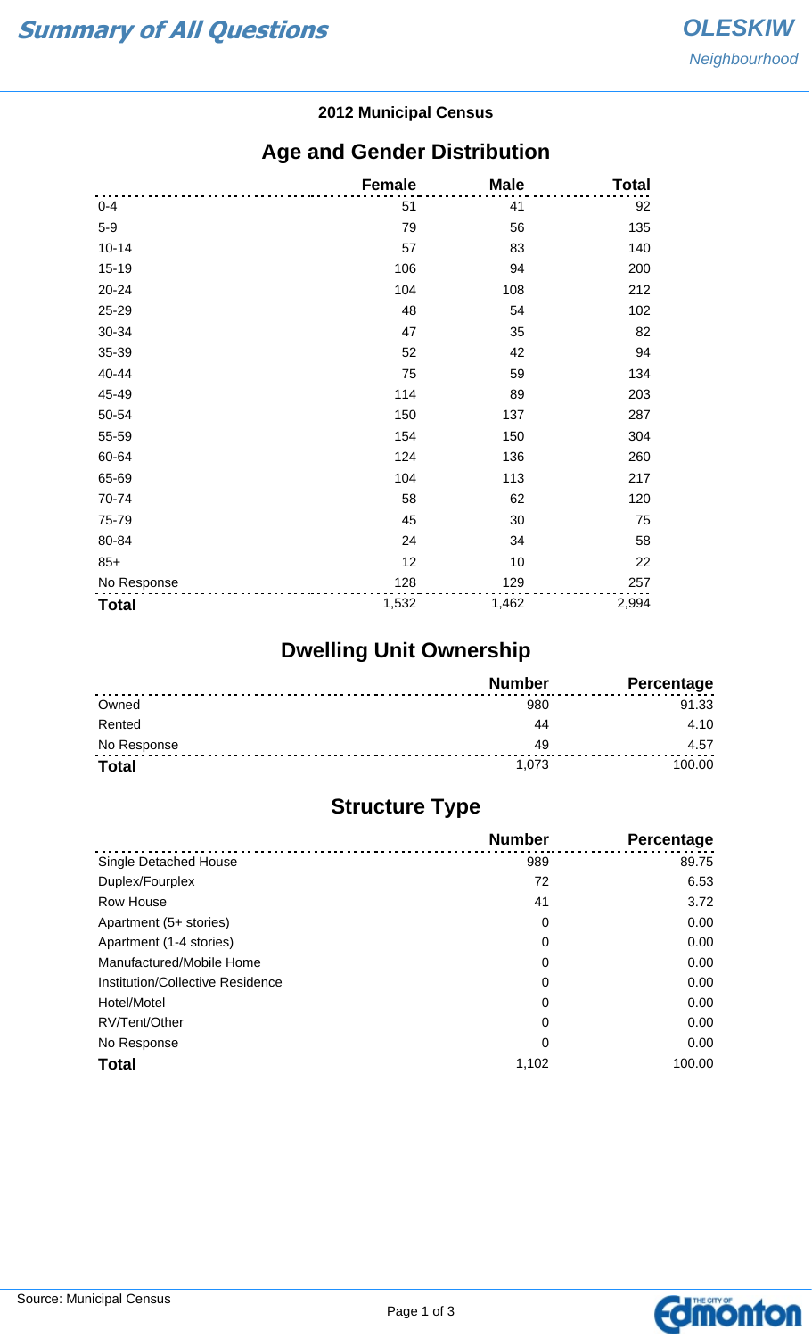# Summary of All Questions

**OLESKIW**
*Neighbourhood*

**2012 Municipal Census**

## Age and Gender Distribution

| | Female | Male | Total |
|---|---|---|---|
| 0-4 | 51 | 41 | 92 |
| 5-9 | 79 | 56 | 135 |
| 10-14 | 57 | 83 | 140 |
| 15-19 | 106 | 94 | 200 |
| 20-24 | 104 | 108 | 212 |
| 25-29 | 48 | 54 | 102 |
| 30-34 | 47 | 35 | 82 |
| 35-39 | 52 | 42 | 94 |
| 40-44 | 75 | 59 | 134 |
| 45-49 | 114 | 89 | 203 |
| 50-54 | 150 | 137 | 287 |
| 55-59 | 154 | 150 | 304 |
| 60-64 | 124 | 136 | 260 |
| 65-69 | 104 | 113 | 217 |
| 70-74 | 58 | 62 | 120 |
| 75-79 | 45 | 30 | 75 |
| 80-84 | 24 | 34 | 58 |
| 85+ | 12 | 10 | 22 |
| No Response | 128 | 129 | 257 |
| **Total** | 1,532 | 1,462 | 2,994 |

## Dwelling Unit Ownership

| | Number | Percentage |
|---|---|---|
| Owned | 980 | 91.33 |
| Rented | 44 | 4.10 |
| No Response | 49 | 4.57 |
| **Total** | 1,073 | 100.00 |

## Structure Type

| | Number | Percentage |
|---|---|---|
| Single Detached House | 989 | 89.75 |
| Duplex/Fourplex | 72 | 6.53 |
| Row House | 41 | 3.72 |
| Apartment (5+ stories) | 0 | 0.00 |
| Apartment (1-4 stories) | 0 | 0.00 |
| Manufactured/Mobile Home | 0 | 0.00 |
| Institution/Collective Residence | 0 | 0.00 |
| Hotel/Motel | 0 | 0.00 |
| RV/Tent/Other | 0 | 0.00 |
| No Response | 0 | 0.00 |
| **Total** | 1,102 | 100.00 |

Source: Municipal Census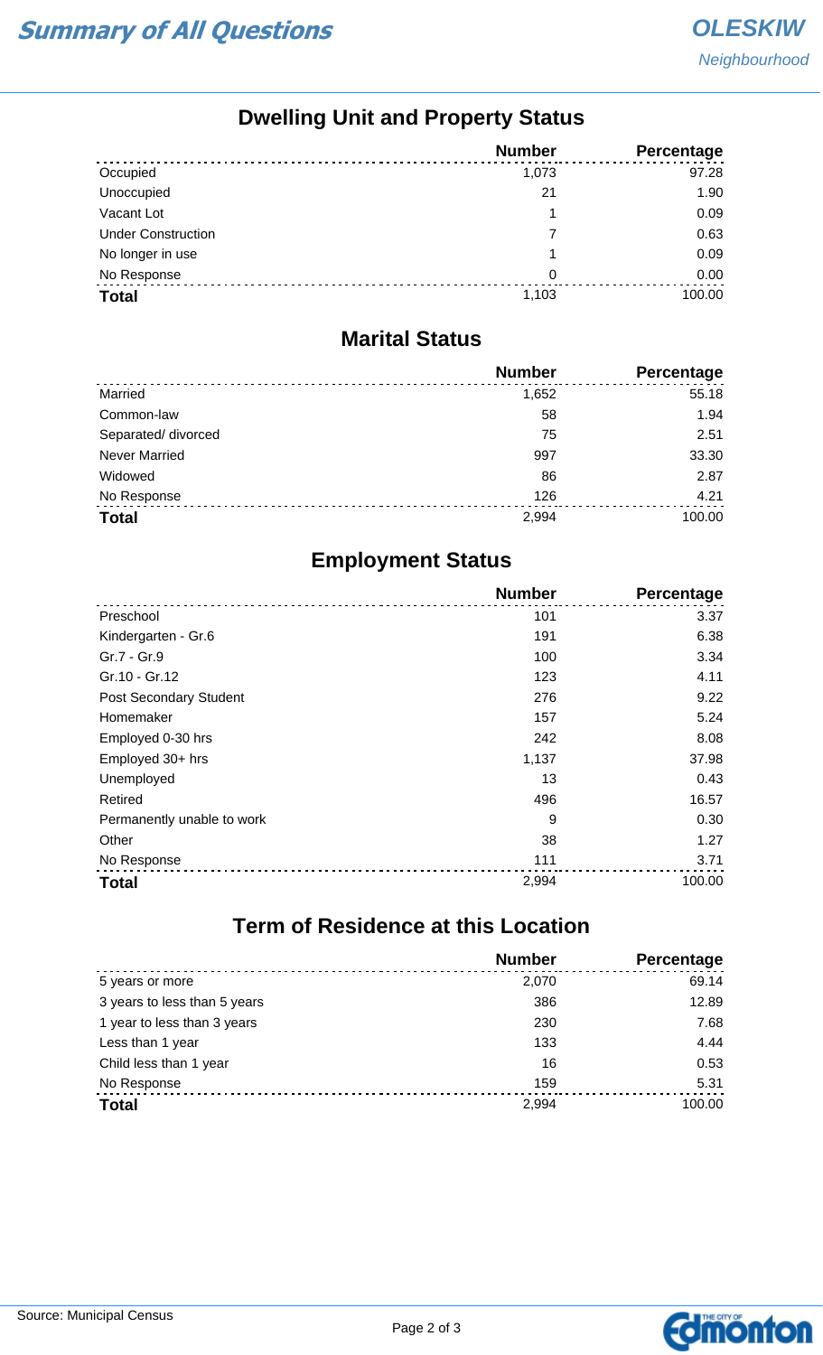## Dwelling Unit and Property Status

| | Number | Percentage |
|---|---|---|
| Occupied | 1,073 | 97.28 |
| Unoccupied | 21 | 1.90 |
| Vacant Lot | 1 | 0.09 |
| Under Construction | 7 | 0.63 |
| No longer in use | 1 | 0.09 |
| No Response | 0 | 0.00 |
| **Total** | 1,103 | 100.00 |

## Marital Status

| | Number | Percentage |
|---|---|---|
| Married | 1,652 | 55.18 |
| Common-law | 58 | 1.94 |
| Separated/ divorced | 75 | 2.51 |
| Never Married | 997 | 33.30 |
| Widowed | 86 | 2.87 |
| No Response | 126 | 4.21 |
| **Total** | 2,994 | 100.00 |

## Employment Status

| | Number | Percentage |
|---|---|---|
| Preschool | 101 | 3.37 |
| Kindergarten - Gr.6 | 191 | 6.38 |
| Gr.7 - Gr.9 | 100 | 3.34 |
| Gr.10 - Gr.12 | 123 | 4.11 |
| Post Secondary Student | 276 | 9.22 |
| Homemaker | 157 | 5.24 |
| Employed 0-30 hrs | 242 | 8.08 |
| Employed 30+ hrs | 1,137 | 37.98 |
| Unemployed | 13 | 0.43 |
| Retired | 496 | 16.57 |
| Permanently unable to work | 9 | 0.30 |
| Other | 38 | 1.27 |
| No Response | 111 | 3.71 |
| **Total** | 2,994 | 100.00 |

## Term of Residence at this Location

| | Number | Percentage |
|---|---|---|
| 5 years or more | 2,070 | 69.14 |
| 3 years to less than 5 years | 386 | 12.89 |
| 1 year to less than 3 years | 230 | 7.68 |
| Less than 1 year | 133 | 4.44 |
| Child less than 1 year | 16 | 0.53 |
| No Response | 159 | 5.31 |
| **Total** | 2,994 | 100.00 |

Source: Municipal Census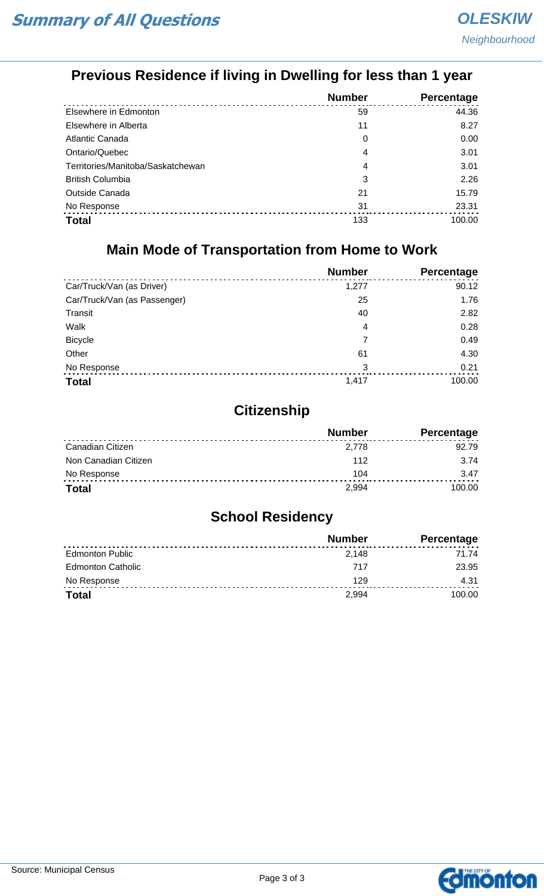## Previous Residence if living in Dwelling for less than 1 year

| | Number | Percentage |
|---|---|---|
| Elsewhere in Edmonton | 59 | 44.36 |
| Elsewhere in Alberta | 11 | 8.27 |
| Atlantic Canada | 0 | 0.00 |
| Ontario/Quebec | 4 | 3.01 |
| Territories/Manitoba/Saskatchewan | 4 | 3.01 |
| British Columbia | 3 | 2.26 |
| Outside Canada | 21 | 15.79 |
| No Response | 31 | 23.31 |
| **Total** | 133 | 100.00 |

## Main Mode of Transportation from Home to Work

| | Number | Percentage |
|---|---|---|
| Car/Truck/Van (as Driver) | 1,277 | 90.12 |
| Car/Truck/Van (as Passenger) | 25 | 1.76 |
| Transit | 40 | 2.82 |
| Walk | 4 | 0.28 |
| Bicycle | 7 | 0.49 |
| Other | 61 | 4.30 |
| No Response | 3 | 0.21 |
| **Total** | 1,417 | 100.00 |

## Citizenship

| | Number | Percentage |
|---|---|---|
| Canadian Citizen | 2,778 | 92.79 |
| Non Canadian Citizen | 112 | 3.74 |
| No Response | 104 | 3.47 |
| **Total** | 2,994 | 100.00 |

## School Residency

| | Number | Percentage |
|---|---|---|
| Edmonton Public | 2,148 | 71.74 |
| Edmonton Catholic | 717 | 23.95 |
| No Response | 129 | 4.31 |
| **Total** | 2,994 | 100.00 |

Source: Municipal Census